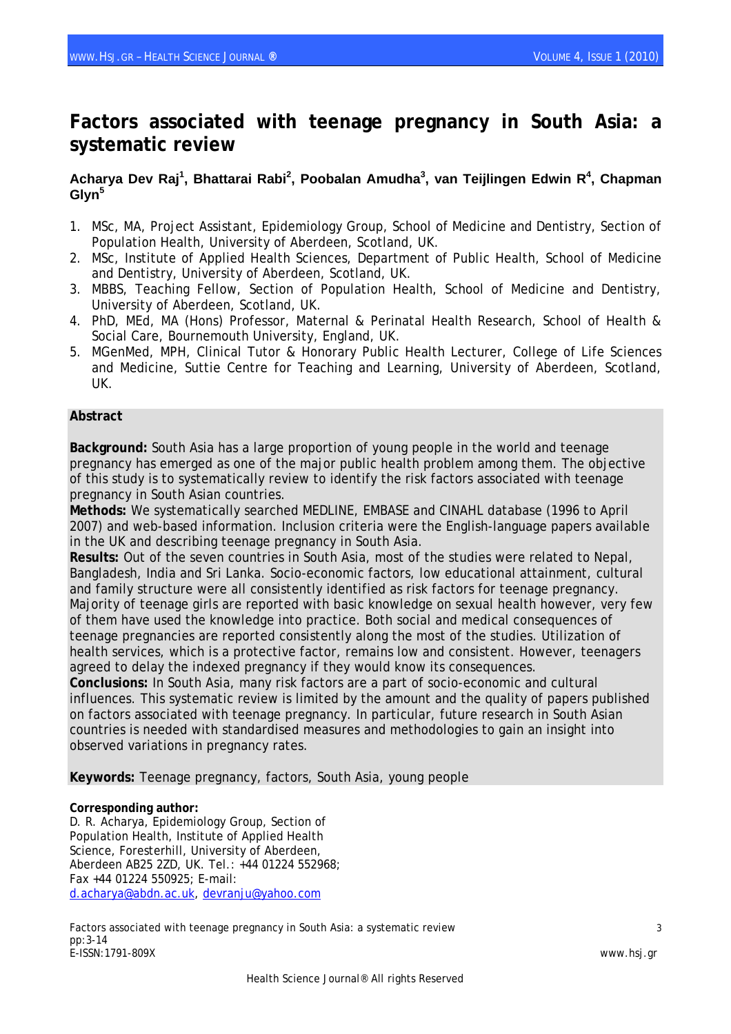# Factors associated with teenage pregnancy in South Asia: a systematic review

**Acharya Dev Raj[1], Bhattarai Rabi[2], Poobalan Amudha[3], van Teijlingen Edwin R[4], Chapman Glyn[5]**

1. MSc, MA, Project Assistant, Epidemiology Group, School of Medicine and Dentistry, Section of Population Health, University of Aberdeen, Scotland, UK.
2. MSc, Institute of Applied Health Sciences, Department of Public Health, School of Medicine and Dentistry, University of Aberdeen, Scotland, UK.
3. MBBS, Teaching Fellow, Section of Population Health, School of Medicine and Dentistry, University of Aberdeen, Scotland, UK.
4. PhD, MEd, MA (Hons) Professor, Maternal & Perinatal Health Research, School of Health & Social Care, Bournemouth University, England, UK.
5. MGenMed, MPH, Clinical Tutor & Honorary Public Health Lecturer, College of Life Sciences and Medicine, Suttie Centre for Teaching and Learning, University of Aberdeen, Scotland, UK.

## Abstract

**Background:** South Asia has a large proportion of young people in the world and teenage pregnancy has emerged as one of the major public health problem among them. The objective of this study is to systematically review to identify the risk factors associated with teenage pregnancy in South Asian countries.

**Methods:** We systematically searched MEDLINE, EMBASE and CINAHL database (1996 to April 2007) and web-based information. Inclusion criteria were the English-language papers available in the UK and describing teenage pregnancy in South Asia.

**Results:** Out of the seven countries in South Asia, most of the studies were related to Nepal, Bangladesh, India and Sri Lanka. Socio-economic factors, low educational attainment, cultural and family structure were all consistently identified as risk factors for teenage pregnancy. Majority of teenage girls are reported with basic knowledge on sexual health however, very few of them have used the knowledge into practice. Both social and medical consequences of teenage pregnancies are reported consistently along the most of the studies. Utilization of health services, which is a protective factor, remains low and consistent. However, teenagers agreed to delay the indexed pregnancy if they would know its consequences.

**Conclusions:** In South Asia, many risk factors are a part of socio-economic and cultural influences. This systematic review is limited by the amount and the quality of papers published on factors associated with teenage pregnancy. In particular, future research in South Asian countries is needed with standardised measures and methodologies to gain an insight into observed variations in pregnancy rates.

**Keywords:** Teenage pregnancy, factors, South Asia, young people

**Corresponding author:**
D. R. Acharya, Epidemiology Group, Section of Population Health, Institute of Applied Health Science, Foresterhill, University of Aberdeen, Aberdeen AB25 2ZD, UK. Tel.: +44 01224 552968; Fax +44 01224 550925; E-mail: d.acharya@abdn.ac.uk, devranju@yahoo.com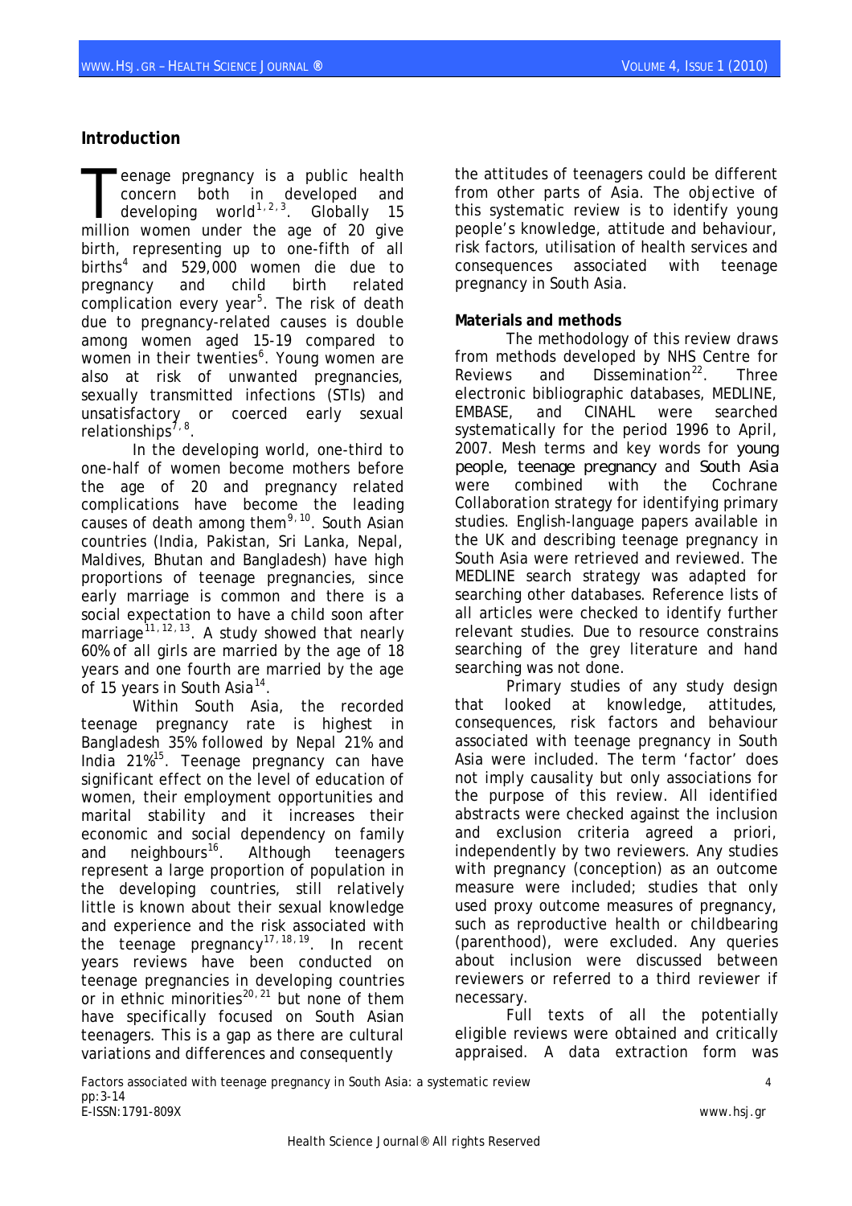## Introduction

Teenage pregnancy is a public health concern both in developed and developing world[1, 2, 3]. Globally 15 million women under the age of 20 give birth, representing up to one-fifth of all births[4] and 529,000 women die due to pregnancy and child birth related complication every year[5]. The risk of death due to pregnancy-related causes is double among women aged 15-19 compared to women in their twenties[6]. Young women are also at risk of unwanted pregnancies, sexually transmitted infections (STIs) and unsatisfactory or coerced early sexual relationships[7, 8].

In the developing world, one-third to one-half of women become mothers before the age of 20 and pregnancy related complications have become the leading causes of death among them[9, 10]. South Asian countries (India, Pakistan, Sri Lanka, Nepal, Maldives, Bhutan and Bangladesh) have high proportions of teenage pregnancies, since early marriage is common and there is a social expectation to have a child soon after marriage[11, 12, 13]. A study showed that nearly 60% of all girls are married by the age of 18 years and one fourth are married by the age of 15 years in South Asia[14].

Within South Asia, the recorded teenage pregnancy rate is highest in Bangladesh 35% followed by Nepal 21% and India 21%[15]. Teenage pregnancy can have significant effect on the level of education of women, their employment opportunities and marital stability and it increases their economic and social dependency on family and neighbours[16]. Although teenagers represent a large proportion of population in the developing countries, still relatively little is known about their sexual knowledge and experience and the risk associated with the teenage pregnancy[17, 18, 19]. In recent years reviews have been conducted on teenage pregnancies in developing countries or in ethnic minorities[20, 21] but none of them have specifically focused on South Asian teenagers. This is a gap as there are cultural variations and differences and consequently the attitudes of teenagers could be different from other parts of Asia. The objective of this systematic review is to identify young people's knowledge, attitude and behaviour, risk factors, utilisation of health services and consequences associated with teenage pregnancy in South Asia.

## Materials and methods

The methodology of this review draws from methods developed by NHS Centre for Reviews and Dissemination[22]. Three electronic bibliographic databases, MEDLINE, EMBASE, and CINAHL were searched systematically for the period 1996 to April, 2007. Mesh terms and key words for *young people*, *teenage pregnancy* and *South Asia* were combined with the Cochrane Collaboration strategy for identifying primary studies. English-language papers available in the UK and describing teenage pregnancy in South Asia were retrieved and reviewed. The MEDLINE search strategy was adapted for searching other databases. Reference lists of all articles were checked to identify further relevant studies. Due to resource constrains searching of the grey literature and hand searching was not done.

Primary studies of any study design that looked at knowledge, attitudes, consequences, risk factors and behaviour associated with teenage pregnancy in South Asia were included. The term 'factor' does not imply causality but only associations for the purpose of this review. All identified abstracts were checked against the inclusion and exclusion criteria agreed a priori, independently by two reviewers. Any studies with pregnancy (conception) as an outcome measure were included; studies that only used proxy outcome measures of pregnancy, such as reproductive health or childbearing (parenthood), were excluded. Any queries about inclusion were discussed between reviewers or referred to a third reviewer if necessary.

Full texts of all the potentially eligible reviews were obtained and critically appraised. A data extraction form was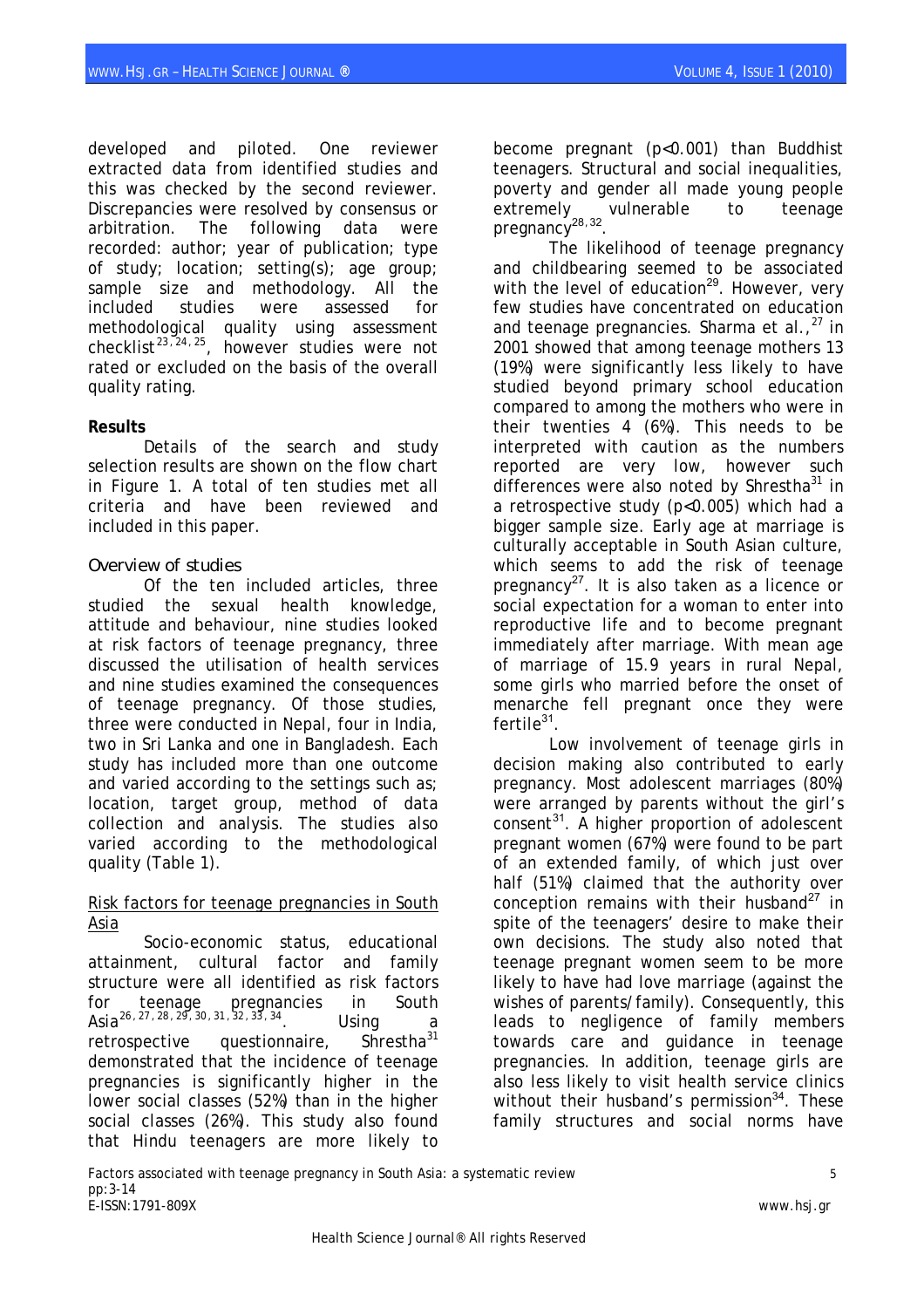developed and piloted. One reviewer extracted data from identified studies and this was checked by the second reviewer. Discrepancies were resolved by consensus or arbitration. The following data were recorded: author; year of publication; type of study; location; setting(s); age group; sample size and methodology. All the included studies were assessed for methodological quality using assessment checklist[23, 24, 25], however studies were not rated or excluded on the basis of the overall quality rating.

**Results**

Details of the search and study selection results are shown on the flow chart in Figure 1. A total of ten studies met all criteria and have been reviewed and included in this paper.

*Overview of studies*

Of the ten included articles, three studied the sexual health knowledge, attitude and behaviour, nine studies looked at risk factors of teenage pregnancy, three discussed the utilisation of health services and nine studies examined the consequences of teenage pregnancy. Of those studies, three were conducted in Nepal, four in India, two in Sri Lanka and one in Bangladesh. Each study has included more than one outcome and varied according to the settings such as; location, target group, method of data collection and analysis. The studies also varied according to the methodological quality (Table 1).

Risk factors for teenage pregnancies in South Asia

Socio-economic status, educational attainment, cultural factor and family structure were all identified as risk factors for teenage pregnancies in South Asia[26, 27, 28, 29, 30, 31, 32, 33, 34]. Using a retrospective questionnaire, Shrestha[31] demonstrated that the incidence of teenage pregnancies is significantly higher in the lower social classes (52%) than in the higher social classes (26%). This study also found that Hindu teenagers are more likely to become pregnant ($p<0.001$) than Buddhist teenagers. Structural and social inequalities, poverty and gender all made young people extremely vulnerable to teenage pregnancy[28, 32].

The likelihood of teenage pregnancy and childbearing seemed to be associated with the level of education[29]. However, very few studies have concentrated on education and teenage pregnancies. Sharma et al.,[27] in 2001 showed that among teenage mothers 13 (19%) were significantly less likely to have studied beyond primary school education compared to among the mothers who were in their twenties 4 (6%). This needs to be interpreted with caution as the numbers reported are very low, however such differences were also noted by Shrestha[31] in a retrospective study ($p<0.005$) which had a bigger sample size. Early age at marriage is culturally acceptable in South Asian culture, which seems to add the risk of teenage pregnancy[27]. It is also taken as a licence or social expectation for a woman to enter into reproductive life and to become pregnant immediately after marriage. With mean age of marriage of 15.9 years in rural Nepal, some girls who married before the onset of menarche fell pregnant once they were fertile[31].

Low involvement of teenage girls in decision making also contributed to early pregnancy. Most adolescent marriages (80%) were arranged by parents without the girl's consent[31]. A higher proportion of adolescent pregnant women (67%) were found to be part of an extended family, of which just over half (51%) claimed that the authority over conception remains with their husband[27] in spite of the teenagers' desire to make their own decisions. The study also noted that teenage pregnant women seem to be more likely to have had love marriage (against the wishes of parents/family). Consequently, this leads to negligence of family members towards care and guidance in teenage pregnancies. In addition, teenage girls are also less likely to visit health service clinics without their husband's permission[34]. These family structures and social norms have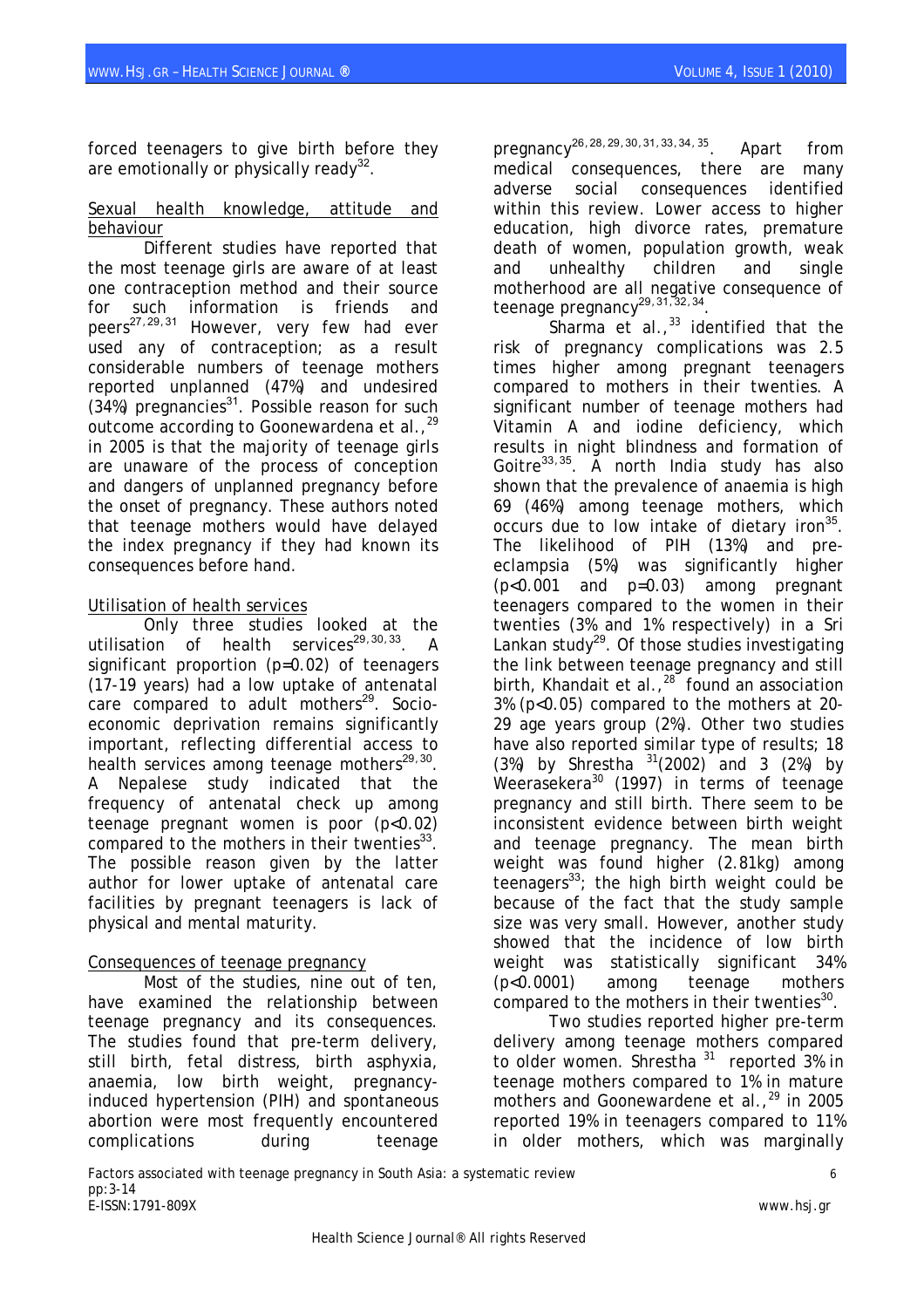forced teenagers to give birth before they are emotionally or physically ready[32].

Sexual health knowledge, attitude and behaviour

Different studies have reported that the most teenage girls are aware of at least one contraception method and their source for such information is friends and peers[27,29,31] However, very few had ever used any of contraception; as a result considerable numbers of teenage mothers reported unplanned (47%) and undesired (34%) pregnancies[31]. Possible reason for such outcome according to Goonewardena et al.,[29] in 2005 is that the majority of teenage girls are unaware of the process of conception and dangers of unplanned pregnancy before the onset of pregnancy. These authors noted that teenage mothers would have delayed the index pregnancy if they had known its consequences before hand.

Utilisation of health services

Only three studies looked at the utilisation of health services[29,30,33]. A significant proportion ($p=0.02$) of teenagers (17-19 years) had a low uptake of antenatal care compared to adult mothers[29]. Socio-economic deprivation remains significantly important, reflecting differential access to health services among teenage mothers[29,30]. A Nepalese study indicated that the frequency of antenatal check up among teenage pregnant women is poor ($p<0.02$) compared to the mothers in their twenties[33]. The possible reason given by the latter author for lower uptake of antenatal care facilities by pregnant teenagers is lack of physical and mental maturity.

Consequences of teenage pregnancy

Most of the studies, nine out of ten, have examined the relationship between teenage pregnancy and its consequences. The studies found that pre-term delivery, still birth, fetal distress, birth asphyxia, anaemia, low birth weight, pregnancy-induced hypertension (PIH) and spontaneous abortion were most frequently encountered complications during teenage pregnancy[26,28,29,30,31,33,34,35]. Apart from medical consequences, there are many adverse social consequences identified within this review. Lower access to higher education, high divorce rates, premature death of women, population growth, weak and unhealthy children and single motherhood are all negative consequence of teenage pregnancy[29,31,32,34].

Sharma et al.,[33] identified that the risk of pregnancy complications was 2.5 times higher among pregnant teenagers compared to mothers in their twenties. A significant number of teenage mothers had Vitamin A and iodine deficiency, which results in night blindness and formation of Goitre[33,35]. A north India study has also shown that the prevalence of anaemia is high 69 (46%) among teenage mothers, which occurs due to low intake of dietary iron[35]. The likelihood of PIH (13%) and pre-eclampsia (5%) was significantly higher ($p<0.001$ and $p=0.03$) among pregnant teenagers compared to the women in their twenties (3% and 1% respectively) in a Sri Lankan study[29]. Of those studies investigating the link between teenage pregnancy and still birth, Khandait et al.,[28] found an association 3% ($p<0.05$) compared to the mothers at 20-29 age years group (2%). Other two studies have also reported similar type of results; 18 (3%) by Shrestha [31](2002) and 3 (2%) by Weerasekera[30] (1997) in terms of teenage pregnancy and still birth. There seem to be inconsistent evidence between birth weight and teenage pregnancy. The mean birth weight was found higher (2.81kg) among teenagers[33]; the high birth weight could be because of the fact that the study sample size was very small. However, another study showed that the incidence of low birth weight was statistically significant 34% ($p<0.0001$) among teenage mothers compared to the mothers in their twenties[30].

Two studies reported higher pre-term delivery among teenage mothers compared to older women. Shrestha [31] reported 3% in teenage mothers compared to 1% in mature mothers and Goonewardene et al.,[29] in 2005 reported 19% in teenagers compared to 11% in older mothers, which was marginally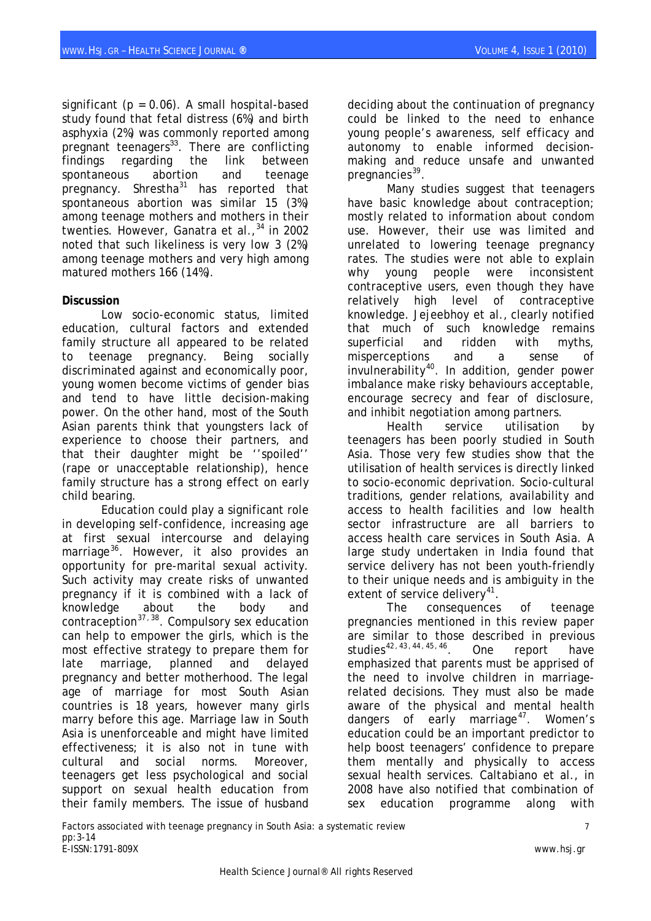significant ($p = 0.06$). A small hospital-based study found that fetal distress (6%) and birth asphyxia (2%) was commonly reported among pregnant teenagers[33]. There are conflicting findings regarding the link between spontaneous abortion and teenage pregnancy. Shrestha[31] has reported that spontaneous abortion was similar 15 (3%) among teenage mothers and mothers in their twenties. However, Ganatra et al.,[34] in 2002 noted that such likeliness is very low 3 (2%) among teenage mothers and very high among matured mothers 166 (14%).

**Discussion**

Low socio-economic status, limited education, cultural factors and extended family structure all appeared to be related to teenage pregnancy. Being socially discriminated against and economically poor, young women become victims of gender bias and tend to have little decision-making power. On the other hand, most of the South Asian parents think that youngsters lack of experience to choose their partners, and that their daughter might be ''spoiled'' (rape or unacceptable relationship), hence family structure has a strong effect on early child bearing.

Education could play a significant role in developing self-confidence, increasing age at first sexual intercourse and delaying marriage[36]. However, it also provides an opportunity for pre-marital sexual activity. Such activity may create risks of unwanted pregnancy if it is combined with a lack of knowledge about the body and contraception[37,38]. Compulsory sex education can help to empower the girls, which is the most effective strategy to prepare them for late marriage, planned and delayed pregnancy and better motherhood. The legal age of marriage for most South Asian countries is 18 years, however many girls marry before this age. Marriage law in South Asia is unenforceable and might have limited effectiveness; it is also not in tune with cultural and social norms. Moreover, teenagers get less psychological and social support on sexual health education from their family members. The issue of husband deciding about the continuation of pregnancy could be linked to the need to enhance young people's awareness, self efficacy and autonomy to enable informed decision-making and reduce unsafe and unwanted pregnancies[39].

Many studies suggest that teenagers have basic knowledge about contraception; mostly related to information about condom use. However, their use was limited and unrelated to lowering teenage pregnancy rates. The studies were not able to explain why young people were inconsistent contraceptive users, even though they have relatively high level of contraceptive knowledge. Jejeebhoy et al., clearly notified that much of such knowledge remains superficial and ridden with myths, misperceptions and a sense of invulnerability[40]. In addition, gender power imbalance make risky behaviours acceptable, encourage secrecy and fear of disclosure, and inhibit negotiation among partners.

Health service utilisation by teenagers has been poorly studied in South Asia. Those very few studies show that the utilisation of health services is directly linked to socio-economic deprivation. Socio-cultural traditions, gender relations, availability and access to health facilities and low health sector infrastructure are all barriers to access health care services in South Asia. A large study undertaken in India found that service delivery has not been youth-friendly to their unique needs and is ambiguity in the extent of service delivery[41].

The consequences of teenage pregnancies mentioned in this review paper are similar to those described in previous studies[42,43,44,45,46]. One report have emphasized that parents must be apprised of the need to involve children in marriage-related decisions. They must also be made aware of the physical and mental health dangers of early marriage[47]. Women's education could be an important predictor to help boost teenagers' confidence to prepare them mentally and physically to access sexual health services. Caltabiano et al., in 2008 have also notified that combination of sex education programme along with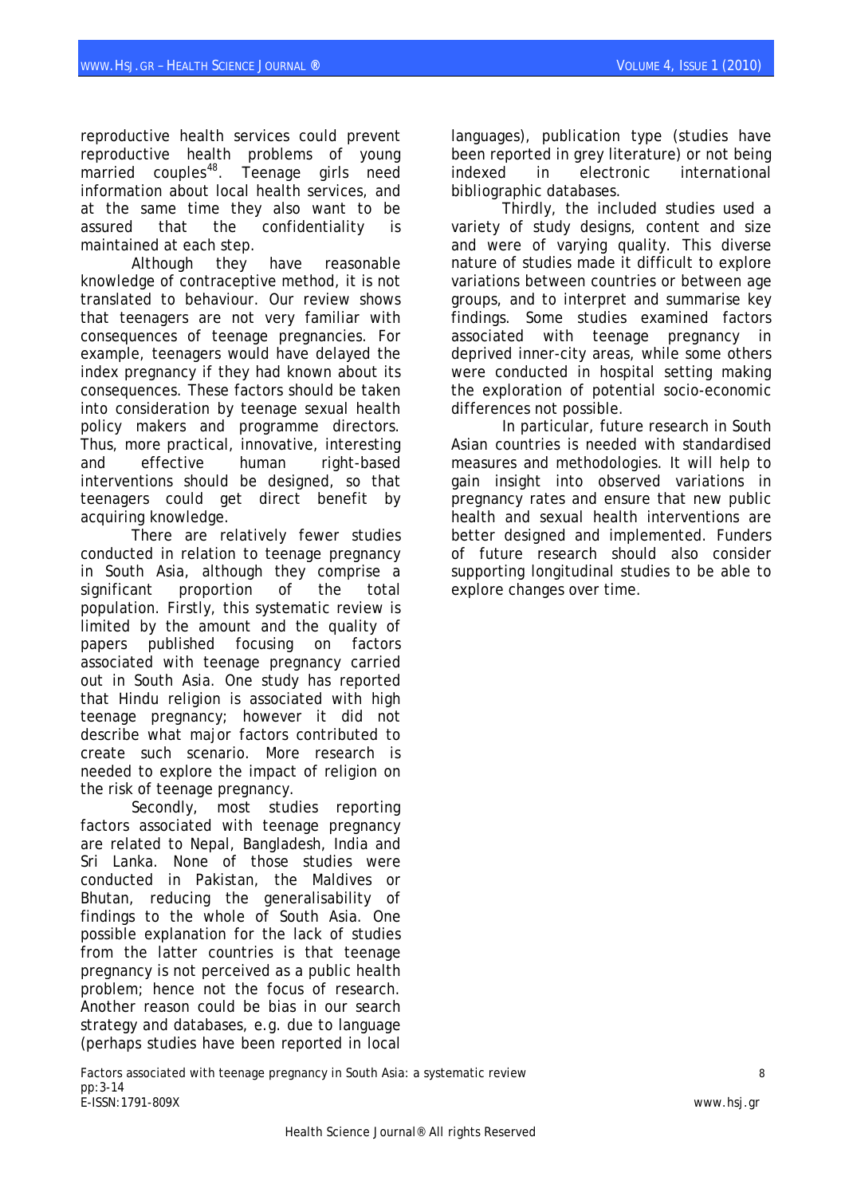reproductive health services could prevent reproductive health problems of young married couples[48]. Teenage girls need information about local health services, and at the same time they also want to be assured that the confidentiality is maintained at each step.

Although they have reasonable knowledge of contraceptive method, it is not translated to behaviour. Our review shows that teenagers are not very familiar with consequences of teenage pregnancies. For example, teenagers would have delayed the index pregnancy if they had known about its consequences. These factors should be taken into consideration by teenage sexual health policy makers and programme directors. Thus, more practical, innovative, interesting and effective human right-based interventions should be designed, so that teenagers could get direct benefit by acquiring knowledge.

There are relatively fewer studies conducted in relation to teenage pregnancy in South Asia, although they comprise a significant proportion of the total population. Firstly, this systematic review is limited by the amount and the quality of papers published focusing on factors associated with teenage pregnancy carried out in South Asia. One study has reported that Hindu religion is associated with high teenage pregnancy; however it did not describe what major factors contributed to create such scenario. More research is needed to explore the impact of religion on the risk of teenage pregnancy.

Secondly, most studies reporting factors associated with teenage pregnancy are related to Nepal, Bangladesh, India and Sri Lanka. None of those studies were conducted in Pakistan, the Maldives or Bhutan, reducing the generalisability of findings to the whole of South Asia. One possible explanation for the lack of studies from the latter countries is that teenage pregnancy is not perceived as a public health problem; hence not the focus of research. Another reason could be bias in our search strategy and databases, e.g. due to language (perhaps studies have been reported in local languages), publication type (studies have been reported in grey literature) or not being indexed in electronic international bibliographic databases.

Thirdly, the included studies used a variety of study designs, content and size and were of varying quality. This diverse nature of studies made it difficult to explore variations between countries or between age groups, and to interpret and summarise key findings. Some studies examined factors associated with teenage pregnancy in deprived inner-city areas, while some others were conducted in hospital setting making the exploration of potential socio-economic differences not possible.

In particular, future research in South Asian countries is needed with standardised measures and methodologies. It will help to gain insight into observed variations in pregnancy rates and ensure that new public health and sexual health interventions are better designed and implemented. Funders of future research should also consider supporting longitudinal studies to be able to explore changes over time.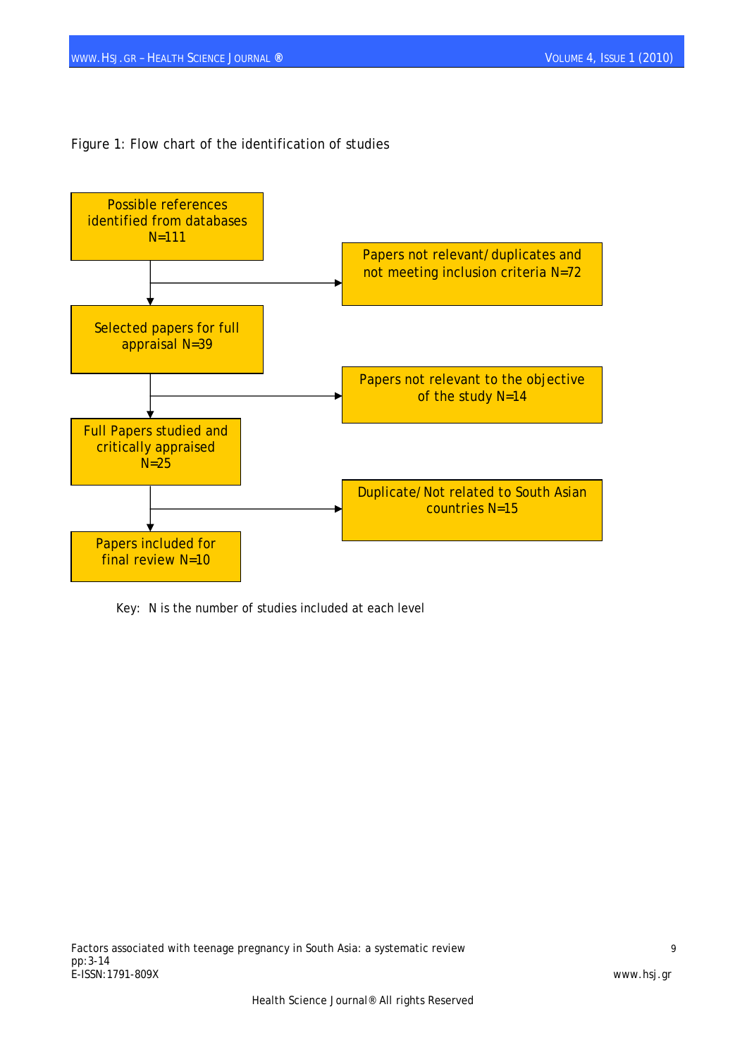Figure 1: Flow chart of the identification of studies

Possible references identified from databases N=111

Papers not relevant/duplicates and not meeting inclusion criteria N=72

Selected papers for full appraisal N=39

Papers not relevant to the objective of the study N=14

Full Papers studied and critically appraised N=25

Duplicate/Not related to South Asian countries N=15

Papers included for final review N=10

Key: N is the number of studies included at each level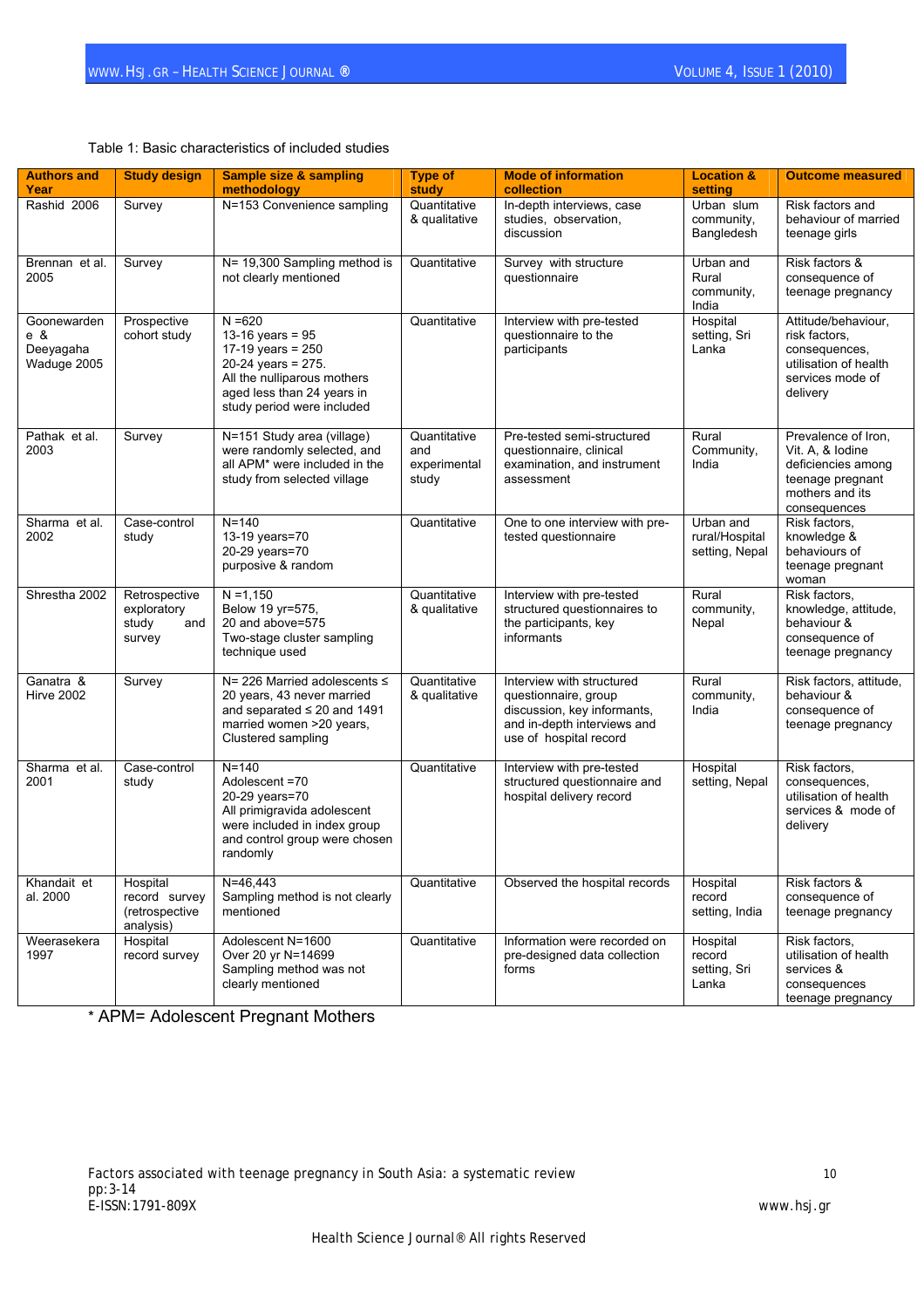Table 1: Basic characteristics of included studies

| Authors and Year | Study design | Sample size & sampling methodology | Type of study | Mode of information collection | Location & setting | Outcome measured |
|---|---|---|---|---|---|---|
| Rashid 2006 | Survey | N=153 Convenience sampling | Quantitative & qualitative | In-depth interviews, case studies, observation, discussion | Urban slum community, Bangledesh | Risk factors and behaviour of married teenage girls |
| Brennan et al. 2005 | Survey | N= 19,300 Sampling method is not clearly mentioned | Quantitative | Survey with structure questionnaire | Urban and Rural community, India | Risk factors & consequence of teenage pregnancy |
| Goonewardene & Deeyagaha Waduge 2005 | Prospective cohort study | N =620<br>13-16 years = 95<br>17-19 years = 250<br>20-24 years = 275.<br>All the nulliparous mothers aged less than 24 years in study period were included | Quantitative | Interview with pre-tested questionnaire to the participants | Hospital setting, Sri Lanka | Attitude/behaviour, risk factors, consequences, utilisation of health services mode of delivery |
| Pathak et al. 2003 | Survey | N=151 Study area (village) were randomly selected, and all APM* were included in the study from selected village | Quantitative and experimental study | Pre-tested semi-structured questionnaire, clinical examination, and instrument assessment | Rural Community, India | Prevalence of Iron, Vit. A, & Iodine deficiencies among teenage pregnant mothers and its consequences |
| Sharma et al. 2002 | Case-control study | N=140<br>13-19 years=70<br>20-29 years=70<br>purposive & random | Quantitative | One to one interview with pre-tested questionnaire | Urban and rural/Hospital setting, Nepal | Risk factors, knowledge & behaviours of teenage pregnant woman |
| Shrestha 2002 | Retrospective exploratory study and survey | N =1,150<br>Below 19 yr=575,<br>20 and above=575<br>Two-stage cluster sampling technique used | Quantitative & qualitative | Interview with pre-tested structured questionnaires to the participants, key informants | Rural community, Nepal | Risk factors, knowledge, attitude, behaviour & consequence of teenage pregnancy |
| Ganatra & Hirve 2002 | Survey | N= 226 Married adolescents ≤ 20 years, 43 never married and separated ≤ 20 and 1491 married women >20 years, Clustered sampling | Quantitative & qualitative | Interview with structured questionnaire, group discussion, key informants, and in-depth interviews and use of hospital record | Rural community, India | Risk factors, attitude, behaviour & consequence of teenage pregnancy |
| Sharma et al. 2001 | Case-control study | N=140<br>Adolescent =70<br>20-29 years=70<br>All primigravida adolescent were included in index group and control group were chosen randomly | Quantitative | Interview with pre-tested structured questionnaire and hospital delivery record | Hospital setting, Nepal | Risk factors, consequences, utilisation of health services & mode of delivery |
| Khandait et al. 2000 | Hospital record survey (retrospective analysis) | N=46,443<br>Sampling method is not clearly mentioned | Quantitative | Observed the hospital records | Hospital record setting, India | Risk factors & consequence of teenage pregnancy |
| Weerasekera 1997 | Hospital record survey | Adolescent N=1600<br>Over 20 yr N=14699<br>Sampling method was not clearly mentioned | Quantitative | Information were recorded on pre-designed data collection forms | Hospital record setting, Sri Lanka | Risk factors, utilisation of health services & consequences teenage pregnancy |

* APM= Adolescent Pregnant Mothers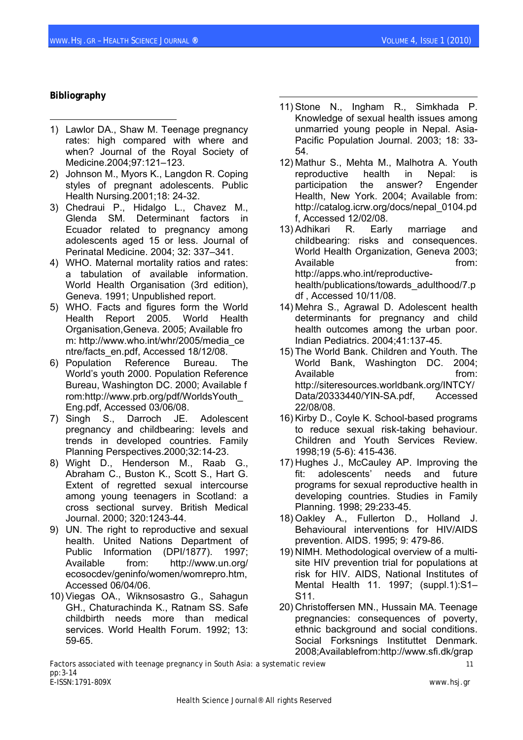**Bibliography**

1) Lawlor DA., Shaw M. Teenage pregnancy rates: high compared with where and when? Journal of the Royal Society of Medicine.2004;97:121–123.
2) Johnson M., Myors K., Langdon R. Coping styles of pregnant adolescents. Public Health Nursing.2001;18: 24-32.
3) Chedraui P., Hidalgo L., Chavez M., Glenda SM. Determinant factors in Ecuador related to pregnancy among adolescents aged 15 or less. Journal of Perinatal Medicine. 2004; 32: 337–341.
4) WHO. Maternal mortality ratios and rates: a tabulation of available information. World Health Organisation (3rd edition), Geneva. 1991; Unpublished report.
5) WHO. Facts and figures form the World Health Report 2005. World Health Organisation,Geneva. 2005; Available from: http://www.who.int/whr/2005/media_centre/facts_en.pdf, Accessed 18/12/08.
6) Population Reference Bureau. The World's youth 2000. Population Reference Bureau, Washington DC. 2000; Available from:http://www.prb.org/pdf/WorldsYouth_Eng.pdf, Accessed 03/06/08.
7) Singh S., Darroch JE. Adolescent pregnancy and childbearing: levels and trends in developed countries. Family Planning Perspectives.2000;32:14-23.
8) Wight D., Henderson M., Raab G., Abraham C., Buston K., Scott S., Hart G. Extent of regretted sexual intercourse among young teenagers in Scotland: a cross sectional survey. British Medical Journal. 2000; 320:1243-44.
9) UN. The right to reproductive and sexual health. United Nations Department of Public Information (DPI/1877). 1997; Available from: http://www.un.org/ecosocdev/geninfo/women/womrepro.htm, Accessed 06/04/06.
10) Viegas OA., Wiknsosastro G., Sahagun GH., Chaturachinda K., Ratnam SS. Safe childbirth needs more than medical services. World Health Forum. 1992; 13: 59-65.
11) Stone N., Ingham R., Simkhada P. Knowledge of sexual health issues among unmarried young people in Nepal. Asia-Pacific Population Journal. 2003; 18: 33-54.
12) Mathur S., Mehta M., Malhotra A. Youth reproductive health in Nepal: is participation the answer? Engender Health, New York. 2004; Available from: http://catalog.icrw.org/docs/nepal_0104.pdf, Accessed 12/02/08.
13) Adhikari R. Early marriage and childbearing: risks and consequences. World Health Organization, Geneva 2003; Available from: http://apps.who.int/reproductive-health/publications/towards_adulthood/7.pdf , Accessed 10/11/08.
14) Mehra S., Agrawal D. Adolescent health determinants for pregnancy and child health outcomes among the urban poor. Indian Pediatrics. 2004;41:137-45.
15) The World Bank. Children and Youth. The World Bank, Washington DC. 2004; Available from: http://siteresources.worldbank.org/INTCY/Data/20333440/YIN-SA.pdf, Accessed 22/08/08.
16) Kirby D., Coyle K. School-based programs to reduce sexual risk-taking behaviour. Children and Youth Services Review. 1998;19 (5-6): 415-436.
17) Hughes J., McCauley AP. Improving the fit: adolescents' needs and future programs for sexual reproductive health in developing countries. Studies in Family Planning. 1998; 29:233-45.
18) Oakley A., Fullerton D., Holland J. Behavioural interventions for HIV/AIDS prevention. AIDS. 1995; 9: 479-86.
19) NIMH. Methodological overview of a multi-site HIV prevention trial for populations at risk for HIV. AIDS, National Institutes of Mental Health 11. 1997; (suppl.1):S1–S11.
20) Christoffersen MN., Hussain MA. Teenage pregnancies: consequences of poverty, ethnic background and social conditions. Social Forksnings Instituttet Denmark. 2008;Availablefrom:http://www.sfi.dk/grap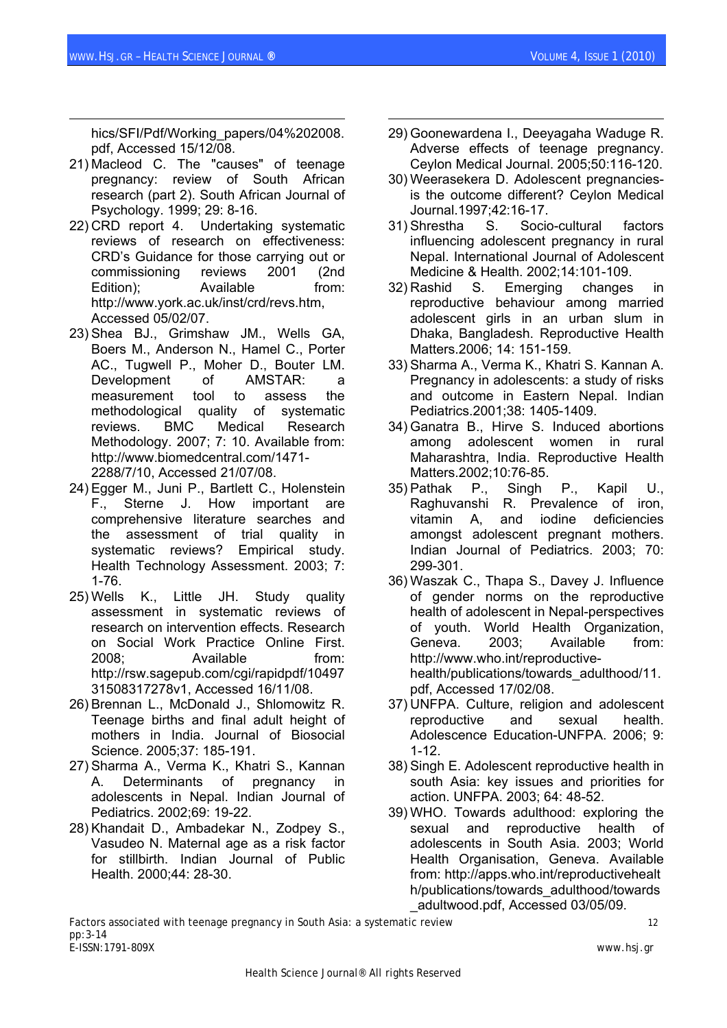hics/SFI/Pdf/Working_papers/04%202008.pdf, Accessed 15/12/08.

21) Macleod C. The "causes" of teenage pregnancy: review of South African research (part 2). South African Journal of Psychology. 1999; 29: 8-16.
22) CRD report 4. Undertaking systematic reviews of research on effectiveness: CRD's Guidance for those carrying out or commissioning reviews 2001 (2nd Edition); Available from: http://www.york.ac.uk/inst/crd/revs.htm, Accessed 05/02/07.
23) Shea BJ., Grimshaw JM., Wells GA, Boers M., Anderson N., Hamel C., Porter AC., Tugwell P., Moher D., Bouter LM. Development of AMSTAR: a measurement tool to assess the methodological quality of systematic reviews. BMC Medical Research Methodology. 2007; 7: 10. Available from: http://www.biomedcentral.com/1471-2288/7/10, Accessed 21/07/08.
24) Egger M., Juni P., Bartlett C., Holenstein F., Sterne J. How important are comprehensive literature searches and the assessment of trial quality in systematic reviews? Empirical study. Health Technology Assessment. 2003; 7: 1-76.
25) Wells K., Little JH. Study quality assessment in systematic reviews of research on intervention effects. Research on Social Work Practice Online First. 2008; Available from: http://rsw.sagepub.com/cgi/rapidpdf/1049731508317278v1, Accessed 16/11/08.
26) Brennan L., McDonald J., Shlomowitz R. Teenage births and final adult height of mothers in India. Journal of Biosocial Science. 2005;37: 185-191.
27) Sharma A., Verma K., Khatri S., Kannan A. Determinants of pregnancy in adolescents in Nepal. Indian Journal of Pediatrics. 2002;69: 19-22.
28) Khandait D., Ambadekar N., Zodpey S., Vasudeo N. Maternal age as a risk factor for stillbirth. Indian Journal of Public Health. 2000;44: 28-30.
29) Goonewardena I., Deeyagaha Waduge R. Adverse effects of teenage pregnancy. Ceylon Medical Journal. 2005;50:116-120.
30) Weerasekera D. Adolescent pregnancies-is the outcome different? Ceylon Medical Journal.1997;42:16-17.
31) Shrestha S. Socio-cultural factors influencing adolescent pregnancy in rural Nepal. International Journal of Adolescent Medicine & Health. 2002;14:101-109.
32) Rashid S. Emerging changes in reproductive behaviour among married adolescent girls in an urban slum in Dhaka, Bangladesh. Reproductive Health Matters.2006; 14: 151-159.
33) Sharma A., Verma K., Khatri S. Kannan A. Pregnancy in adolescents: a study of risks and outcome in Eastern Nepal. Indian Pediatrics.2001;38: 1405-1409.
34) Ganatra B., Hirve S. Induced abortions among adolescent women in rural Maharashtra, India. Reproductive Health Matters.2002;10:76-85.
35) Pathak P., Singh P., Kapil U., Raghuvanshi R. Prevalence of iron, vitamin A, and iodine deficiencies amongst adolescent pregnant mothers. Indian Journal of Pediatrics. 2003; 70: 299-301.
36) Waszak C., Thapa S., Davey J. Influence of gender norms on the reproductive health of adolescent in Nepal-perspectives of youth. World Health Organization, Geneva. 2003; Available from: http://www.who.int/reproductive-health/publications/towards_adulthood/11.pdf, Accessed 17/02/08.
37) UNFPA. Culture, religion and adolescent reproductive and sexual health. Adolescence Education-UNFPA. 2006; 9: 1-12.
38) Singh E. Adolescent reproductive health in south Asia: key issues and priorities for action. UNFPA. 2003; 64: 48-52.
39) WHO. Towards adulthood: exploring the sexual and reproductive health of adolescents in South Asia. 2003; World Health Organisation, Geneva. Available from: http://apps.who.int/reproductivehealth/publications/towards_adulthood/towards_adultwood.pdf, Accessed 03/05/09.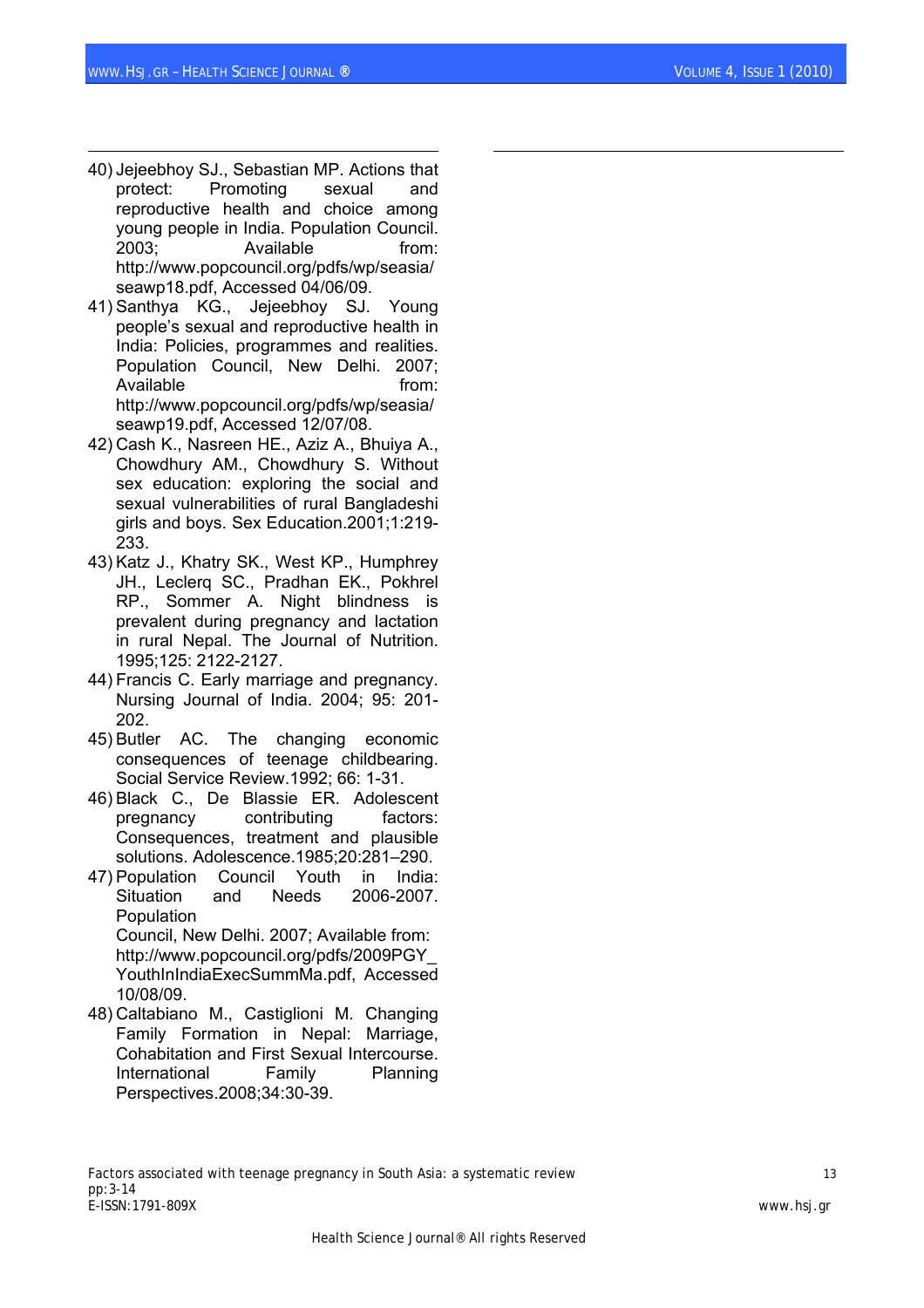40) Jejeebhoy SJ., Sebastian MP. Actions that protect: Promoting sexual and reproductive health and choice among young people in India. Population Council. 2003; Available from: http://www.popcouncil.org/pdfs/wp/seasia/seawp18.pdf, Accessed 04/06/09.
41) Santhya KG., Jejeebhoy SJ. Young people's sexual and reproductive health in India: Policies, programmes and realities. Population Council, New Delhi. 2007; Available from: http://www.popcouncil.org/pdfs/wp/seasia/seawp19.pdf, Accessed 12/07/08.
42) Cash K., Nasreen HE., Aziz A., Bhuiya A., Chowdhury AM., Chowdhury S. Without sex education: exploring the social and sexual vulnerabilities of rural Bangladeshi girls and boys. Sex Education.2001;1:219-233.
43) Katz J., Khatry SK., West KP., Humphrey JH., Leclerq SC., Pradhan EK., Pokhrel RP., Sommer A. Night blindness is prevalent during pregnancy and lactation in rural Nepal. The Journal of Nutrition. 1995;125: 2122-2127.
44) Francis C. Early marriage and pregnancy. Nursing Journal of India. 2004; 95: 201-202.
45) Butler AC. The changing economic consequences of teenage childbearing. Social Service Review.1992; 66: 1-31.
46) Black C., De Blassie ER. Adolescent pregnancy contributing factors: Consequences, treatment and plausible solutions. Adolescence.1985;20:281–290.
47) Population Council Youth in India: Situation and Needs 2006-2007. Population Council, New Delhi. 2007; Available from: http://www.popcouncil.org/pdfs/2009PGY_YouthInIndiaExecSummMa.pdf, Accessed 10/08/09.
48) Caltabiano M., Castiglioni M. Changing Family Formation in Nepal: Marriage, Cohabitation and First Sexual Intercourse. International Family Planning Perspectives.2008;34:30-39.